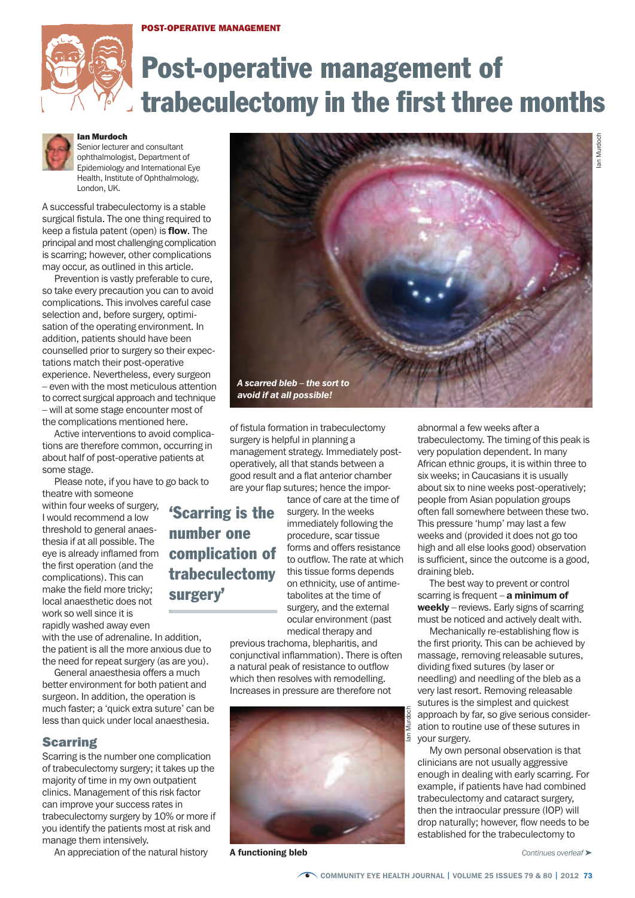# Post-operative management of trabeculectomy in the first three months

**Ian Murdoch**
Senior lecturer and consultant ophthalmologist, Department of Epidemiology and International Eye Health, Institute of Ophthalmology, London, UK.

A successful trabeculectomy is a stable surgical fistula. The one thing required to keep a fistula patent (open) is **flow**. The principal and most challenging complication is scarring; however, other complications may occur, as outlined in this article.

Prevention is vastly preferable to cure, so take every precaution you can to avoid complications. This involves careful case selection and, before surgery, optimisation of the operating environment. In addition, patients should have been counselled prior to surgery so their expectations match their post-operative experience. Nevertheless, every surgeon – even with the most meticulous attention to correct surgical approach and technique – will at some stage encounter most of the complications mentioned here.

Active interventions to avoid complications are therefore common, occurring in about half of post-operative patients at some stage.

Please note, if you have to go back to theatre with someone within four weeks of surgery, I would recommend a low threshold to general anaesthesia if at all possible. The eye is already inflamed from the first operation (and the complications). This can make the field more tricky; local anaesthetic does not work so well since it is rapidly washed away even with the use of adrenaline. In addition, the patient is all the more anxious due to the need for repeat surgery (as are you).

General anaesthesia offers a much better environment for both patient and surgeon. In addition, the operation is much faster; a 'quick extra suture' can be less than quick under local anaesthesia.

## Scarring

Scarring is the number one complication of trabeculectomy surgery; it takes up the majority of time in my own outpatient clinics. Management of this risk factor can improve your success rates in trabeculectomy surgery by 10% or more if you identify the patients most at risk and manage them intensively.

An appreciation of the natural history of fistula formation in trabeculectomy surgery is helpful in planning a management strategy. Immediately post-operatively, all that stands between a good result and a flat anterior chamber are your flap sutures; hence the importance of care at the time of surgery. In the weeks immediately following the procedure, scar tissue forms and offers resistance to outflow. The rate at which this tissue forms depends on ethnicity, use of antimetabolites at the time of surgery, and the external ocular environment (past medical therapy and previous trachoma, blepharitis, and conjunctival inflammation). There is often a natural peak of resistance to outflow which then resolves with remodelling. Increases in pressure are therefore not abnormal a few weeks after a trabeculectomy. The timing of this peak is very population dependent. In many African ethnic groups, it is within three to six weeks; in Caucasians it is usually about six to nine weeks post-operatively; people from Asian population groups often fall somewhere between these two. This pressure 'hump' may last a few weeks and (provided it does not go too high and all else looks good) observation is sufficient, since the outcome is a good, draining bleb.

> **'Scarring is the number one complication of trabeculectomy surgery'**

*A scarred bleb – the sort to avoid if at all possible!*

**A functioning bleb**

The best way to prevent or control scarring is frequent – **a minimum of weekly** – reviews. Early signs of scarring must be noticed and actively dealt with.

Mechanically re-establishing flow is the first priority. This can be achieved by massage, removing releasable sutures, dividing fixed sutures (by laser or needling) and needling of the bleb as a very last resort. Removing releasable sutures is the simplest and quickest approach by far, so give serious consideration to routine use of these sutures in your surgery.

My own personal observation is that clinicians are not usually aggressive enough in dealing with early scarring. For example, if patients have had combined trabeculectomy and cataract surgery, then the intraocular pressure (IOP) will drop naturally; however, flow needs to be established for the trabeculectomy to

*Continues overleaf ➤*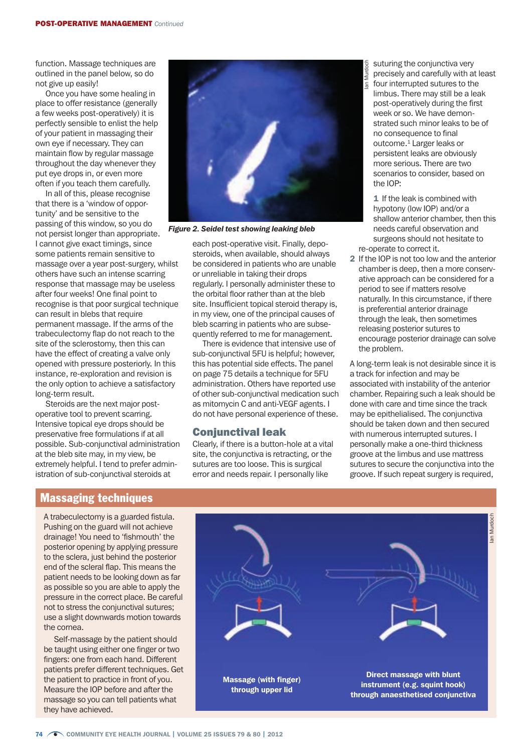function. Massage techniques are outlined in the panel below, so do not give up easily!

Once you have some healing in place to offer resistance (generally a few weeks post-operatively) it is perfectly sensible to enlist the help of your patient in massaging their own eye if necessary. They can maintain flow by regular massage throughout the day whenever they put eye drops in, or even more often if you teach them carefully.

In all of this, please recognise that there is a 'window of opportunity' and be sensitive to the passing of this window, so you do not persist longer than appropriate. I cannot give exact timings, since some patients remain sensitive to massage over a year post-surgery, whilst others have such an intense scarring response that massage may be useless after four weeks! One final point to recognise is that poor surgical technique can result in blebs that require permanent massage. If the arms of the trabeculectomy flap do not reach to the site of the sclerostomy, then this can have the effect of creating a valve only opened with pressure posteriorly. In this instance, re-exploration and revision is the only option to achieve a satisfactory long-term result.

Steroids are the next major post-operative tool to prevent scarring. Intensive topical eye drops should be preservative free formulations if at all possible. Sub-conjunctival administration at the bleb site may, in my view, be extremely helpful. I tend to prefer administration of sub-conjunctival steroids at each post-operative visit. Finally, depo-steroids, when available, should always be considered in patients who are unable or unreliable in taking their drops regularly. I personally administer these to the orbital floor rather than at the bleb site. Insufficient topical steroid therapy is, in my view, one of the principal causes of bleb scarring in patients who are subsequently referred to me for management.

There is evidence that intensive use of sub-conjunctival 5FU is helpful; however, this has potential side effects. The panel on page 75 details a technique for 5FU administration. Others have reported use of other sub-conjunctival medication such as mitomycin C and anti-VEGF agents. I do not have personal experience of these.

*Figure 2. Seidel test showing leaking bleb*

## Conjunctival leak

Clearly, if there is a button-hole at a vital site, the conjunctiva is retracting, or the sutures are too loose. This is surgical error and needs repair. I personally like suturing the conjunctiva very precisely and carefully with at least four interrupted sutures to the limbus. There may still be a leak post-operatively during the first week or so. We have demonstrated such minor leaks to be of no consequence to final outcome.[1] Larger leaks or persistent leaks are obviously more serious. There are two scenarios to consider, based on the IOP:

1. If the leak is combined with hypotony (low IOP) and/or a shallow anterior chamber, then this needs careful observation and surgeons should not hesitate to re-operate to correct it.
2. If the IOP is not too low and the anterior chamber is deep, then a more conservative approach can be considered for a period to see if matters resolve naturally. In this circumstance, if there is preferential anterior drainage through the leak, then sometimes releasing posterior sutures to encourage posterior drainage can solve the problem.

A long-term leak is not desirable since it is a track for infection and may be associated with instability of the anterior chamber. Repairing such a leak should be done with care and time since the track may be epithelialised. The conjunctiva should be taken down and then secured with numerous interrupted sutures. I personally make a one-third thickness groove at the limbus and use mattress sutures to secure the conjunctiva into the groove. If such repeat surgery is required,

## Massaging techniques

A trabeculectomy is a guarded fistula. Pushing on the guard will not achieve drainage! You need to 'fishmouth' the posterior opening by applying pressure to the sclera, just behind the posterior end of the scleral flap. This means the patient needs to be looking down as far as possible so you are able to apply the pressure in the correct place. Be careful not to stress the conjunctival sutures; use a slight downwards motion towards the cornea.

Self-massage by the patient should be taught using either one finger or two fingers: one from each hand. Different patients prefer different techniques. Get the patient to practice in front of you. Measure the IOP before and after the massage so you can tell patients what they have achieved.

**Massage (with finger) through upper lid**

**Direct massage with blunt instrument (e.g. squint hook) through anaesthetised conjunctiva**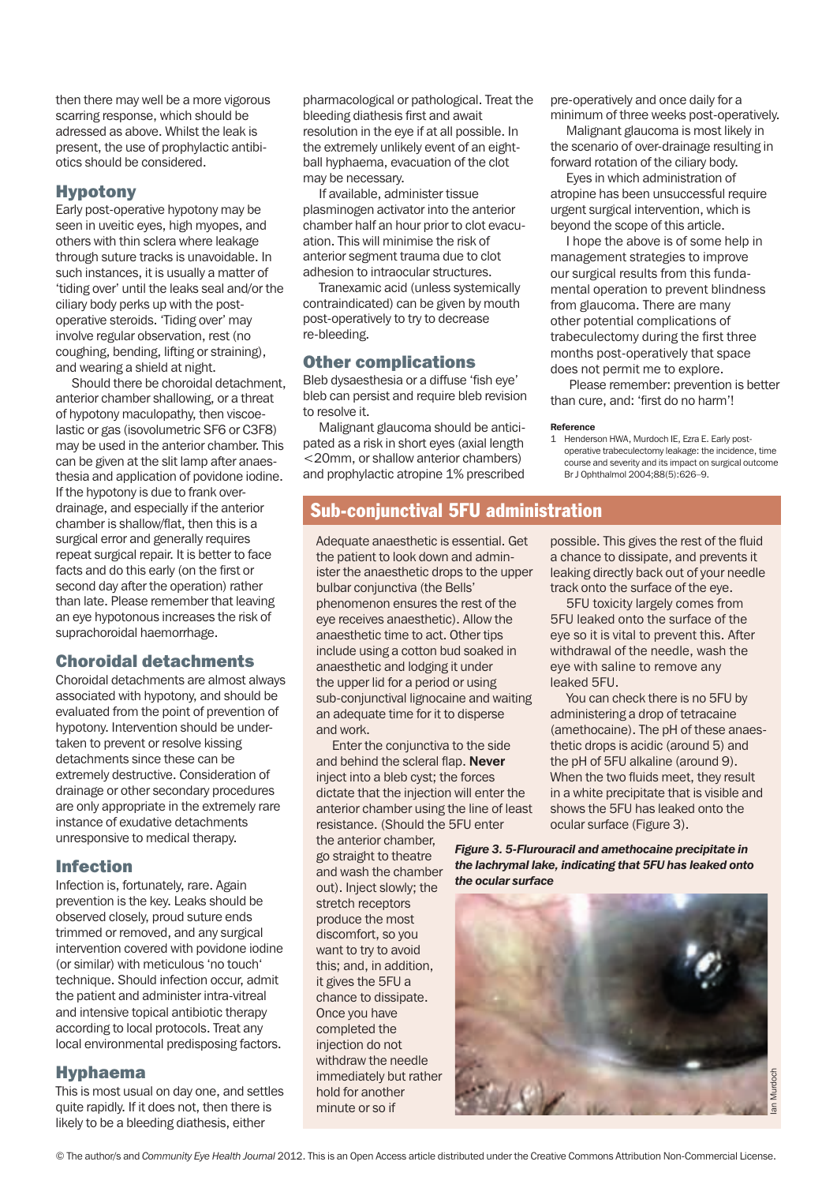then there may well be a more vigorous scarring response, which should be adressed as above. Whilst the leak is present, the use of prophylactic antibiotics should be considered.

## Hypotony

Early post-operative hypotony may be seen in uveitic eyes, high myopes, and others with thin sclera where leakage through suture tracks is unavoidable. In such instances, it is usually a matter of 'tiding over' until the leaks seal and/or the ciliary body perks up with the post-operative steroids. 'Tiding over' may involve regular observation, rest (no coughing, bending, lifting or straining), and wearing a shield at night.

Should there be choroidal detachment, anterior chamber shallowing, or a threat of hypotony maculopathy, then viscoelastic or gas (isovolumetric SF6 or C3F8) may be used in the anterior chamber. This can be given at the slit lamp after anaesthesia and application of povidone iodine. If the hypotony is due to frank over-drainage, and especially if the anterior chamber is shallow/flat, then this is a surgical error and generally requires repeat surgical repair. It is better to face facts and do this early (on the first or second day after the operation) rather than late. Please remember that leaving an eye hypotonous increases the risk of suprachoroidal haemorrhage.

## Choroidal detachments

Choroidal detachments are almost always associated with hypotony, and should be evaluated from the point of prevention of hypotony. Intervention should be undertaken to prevent or resolve kissing detachments since these can be extremely destructive. Consideration of drainage or other secondary procedures are only appropriate in the extremely rare instance of exudative detachments unresponsive to medical therapy.

## Infection

Infection is, fortunately, rare. Again prevention is the key. Leaks should be observed closely, proud suture ends trimmed or removed, and any surgical intervention covered with povidone iodine (or similar) with meticulous 'no touch' technique. Should infection occur, admit the patient and administer intra-vitreal and intensive topical antibiotic therapy according to local protocols. Treat any local environmental predisposing factors.

## Hyphaema

This is most usual on day one, and settles quite rapidly. If it does not, then there is likely to be a bleeding diathesis, either pharmacological or pathological. Treat the bleeding diathesis first and await resolution in the eye if at all possible. In the extremely unlikely event of an eight-ball hyphaema, evacuation of the clot may be necessary.

If available, administer tissue plasminogen activator into the anterior chamber half an hour prior to clot evacuation. This will minimise the risk of anterior segment trauma due to clot adhesion to intraocular structures.

Tranexamic acid (unless systemically contraindicated) can be given by mouth post-operatively to try to decrease re-bleeding.

## Other complications

Bleb dysaesthesia or a diffuse 'fish eye' bleb can persist and require bleb revision to resolve it.

Malignant glaucoma should be anticipated as a risk in short eyes (axial length <20mm, or shallow anterior chambers) and prophylactic atropine 1% prescribed pre-operatively and once daily for a minimum of three weeks post-operatively.

Malignant glaucoma is most likely in the scenario of over-drainage resulting in forward rotation of the ciliary body.

Eyes in which administration of atropine has been unsuccessful require urgent surgical intervention, which is beyond the scope of this article.

I hope the above is of some help in management strategies to improve our surgical results from this fundamental operation to prevent blindness from glaucoma. There are many other potential complications of trabeculectomy during the first three months post-operatively that space does not permit me to explore.

Please remember: prevention is better than cure, and: 'first do no harm'!

**Reference**

1 Henderson HWA, Murdoch IE, Ezra E. Early post-operative trabeculectomy leakage: the incidence, time course and severity and its impact on surgical outcome Br J Ophthalmol 2004;88(5):626–9.

## Sub-conjunctival 5FU administration

Adequate anaesthetic is essential. Get the patient to look down and administer the anaesthetic drops to the upper bulbar conjunctiva (the Bells' phenomenon ensures the rest of the eye receives anaesthetic). Allow the anaesthetic time to act. Other tips include using a cotton bud soaked in anaesthetic and lodging it under the upper lid for a period or using sub-conjunctival lignocaine and waiting an adequate time for it to disperse and work.

Enter the conjunctiva to the side and behind the scleral flap. **Never** inject into a bleb cyst; the forces dictate that the injection will enter the anterior chamber using the line of least resistance. (Should the 5FU enter the anterior chamber, go straight to theatre and wash the chamber out). Inject slowly; the stretch receptors produce the most discomfort, so you want to try to avoid this; and, in addition, it gives the 5FU a chance to dissipate. Once you have completed the injection do not withdraw the needle immediately but rather hold for another minute or so if possible. This gives the rest of the fluid a chance to dissipate, and prevents it leaking directly back out of your needle track onto the surface of the eye.

5FU toxicity largely comes from 5FU leaked onto the surface of the eye so it is vital to prevent this. After withdrawal of the needle, wash the eye with saline to remove any leaked 5FU.

You can check there is no 5FU by administering a drop of tetracaine (amethocaine). The pH of these anaesthetic drops is acidic (around 5) and the pH of 5FU alkaline (around 9). When the two fluids meet, they result in a white precipitate that is visible and shows the 5FU has leaked onto the ocular surface (Figure 3).

***Figure 3. 5-Flurouracil and amethocaine precipitate in the lachrymal lake, indicating that 5FU has leaked onto the ocular surface***

Ian Murdoch